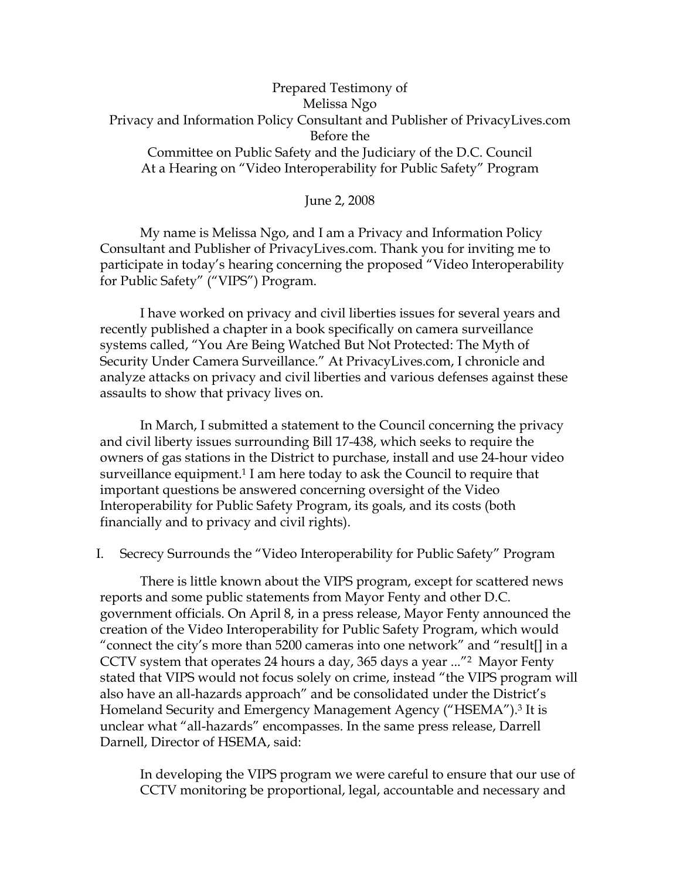Prepared Testimony of
Melissa Ngo
Privacy and Information Policy Consultant and Publisher of PrivacyLives.com
Before the
Committee on Public Safety and the Judiciary of the D.C. Council
At a Hearing on "Video Interoperability for Public Safety" Program

June 2, 2008

My name is Melissa Ngo, and I am a Privacy and Information Policy Consultant and Publisher of PrivacyLives.com. Thank you for inviting me to participate in today's hearing concerning the proposed "Video Interoperability for Public Safety" ("VIPS") Program.

I have worked on privacy and civil liberties issues for several years and recently published a chapter in a book specifically on camera surveillance systems called, "You Are Being Watched But Not Protected: The Myth of Security Under Camera Surveillance." At PrivacyLives.com, I chronicle and analyze attacks on privacy and civil liberties and various defenses against these assaults to show that privacy lives on.

In March, I submitted a statement to the Council concerning the privacy and civil liberty issues surrounding Bill 17-438, which seeks to require the owners of gas stations in the District to purchase, install and use 24-hour video surveillance equipment.[1] I am here today to ask the Council to require that important questions be answered concerning oversight of the Video Interoperability for Public Safety Program, its goals, and its costs (both financially and to privacy and civil rights).

## I. Secrecy Surrounds the "Video Interoperability for Public Safety" Program

There is little known about the VIPS program, except for scattered news reports and some public statements from Mayor Fenty and other D.C. government officials. On April 8, in a press release, Mayor Fenty announced the creation of the Video Interoperability for Public Safety Program, which would "connect the city's more than 5200 cameras into one network" and "result[] in a CCTV system that operates 24 hours a day, 365 days a year ..."[2] Mayor Fenty stated that VIPS would not focus solely on crime, instead "the VIPS program will also have an all-hazards approach" and be consolidated under the District's Homeland Security and Emergency Management Agency ("HSEMA").[3] It is unclear what "all-hazards" encompasses. In the same press release, Darrell Darnell, Director of HSEMA, said:

> In developing the VIPS program we were careful to ensure that our use of CCTV monitoring be proportional, legal, accountable and necessary and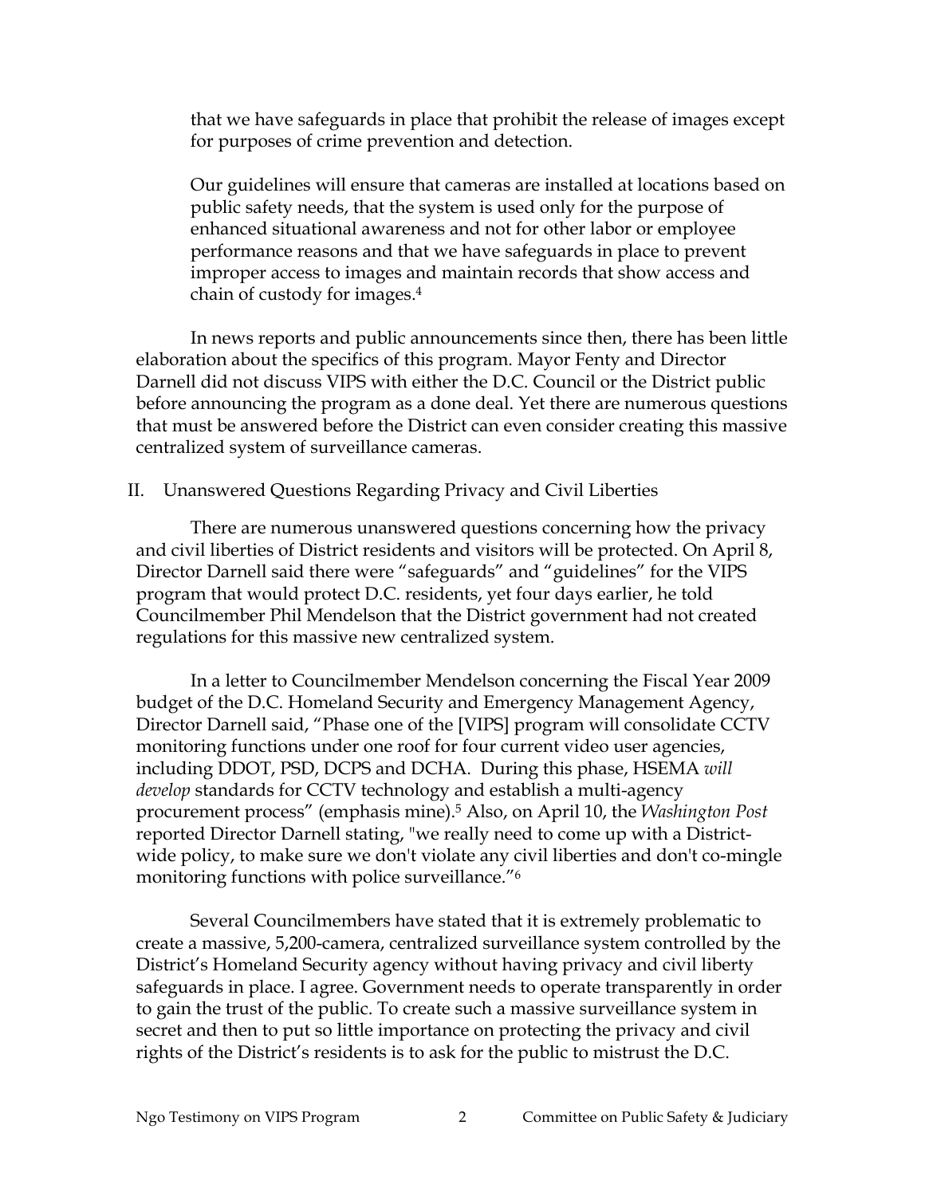> that we have safeguards in place that prohibit the release of images except for purposes of crime prevention and detection.
>
> Our guidelines will ensure that cameras are installed at locations based on public safety needs, that the system is used only for the purpose of enhanced situational awareness and not for other labor or employee performance reasons and that we have safeguards in place to prevent improper access to images and maintain records that show access and chain of custody for images.[4]

In news reports and public announcements since then, there has been little elaboration about the specifics of this program. Mayor Fenty and Director Darnell did not discuss VIPS with either the D.C. Council or the District public before announcing the program as a done deal. Yet there are numerous questions that must be answered before the District can even consider creating this massive centralized system of surveillance cameras.

## II. Unanswered Questions Regarding Privacy and Civil Liberties

There are numerous unanswered questions concerning how the privacy and civil liberties of District residents and visitors will be protected. On April 8, Director Darnell said there were "safeguards" and "guidelines" for the VIPS program that would protect D.C. residents, yet four days earlier, he told Councilmember Phil Mendelson that the District government had not created regulations for this massive new centralized system.

In a letter to Councilmember Mendelson concerning the Fiscal Year 2009 budget of the D.C. Homeland Security and Emergency Management Agency, Director Darnell said, "Phase one of the [VIPS] program will consolidate CCTV monitoring functions under one roof for four current video user agencies, including DDOT, PSD, DCPS and DCHA. During this phase, HSEMA *will develop* standards for CCTV technology and establish a multi-agency procurement process" (emphasis mine).[5] Also, on April 10, the *Washington Post* reported Director Darnell stating, "we really need to come up with a District-wide policy, to make sure we don't violate any civil liberties and don't co-mingle monitoring functions with police surveillance."[6]

Several Councilmembers have stated that it is extremely problematic to create a massive, 5,200-camera, centralized surveillance system controlled by the District's Homeland Security agency without having privacy and civil liberty safeguards in place. I agree. Government needs to operate transparently in order to gain the trust of the public. To create such a massive surveillance system in secret and then to put so little importance on protecting the privacy and civil rights of the District's residents is to ask for the public to mistrust the D.C.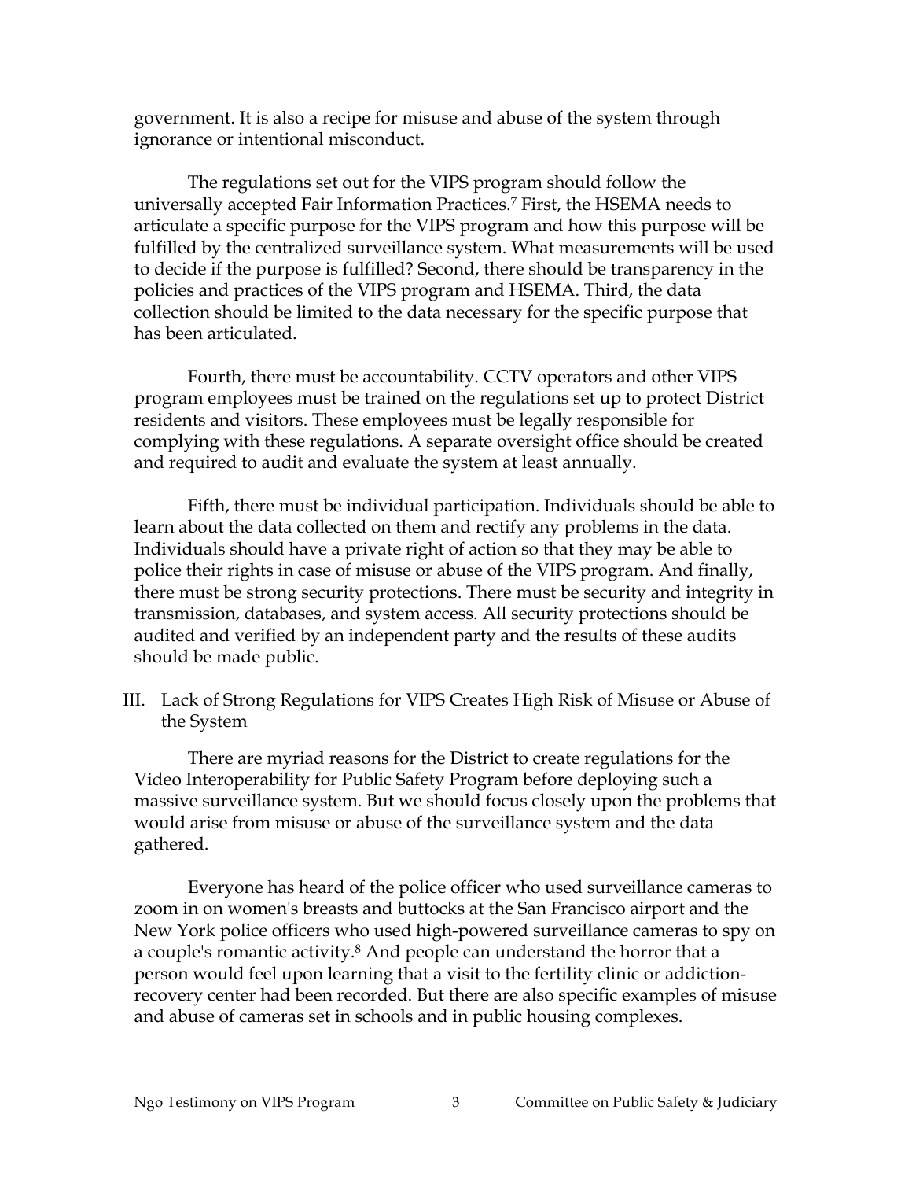government. It is also a recipe for misuse and abuse of the system through ignorance or intentional misconduct.

The regulations set out for the VIPS program should follow the universally accepted Fair Information Practices.[7] First, the HSEMA needs to articulate a specific purpose for the VIPS program and how this purpose will be fulfilled by the centralized surveillance system. What measurements will be used to decide if the purpose is fulfilled? Second, there should be transparency in the policies and practices of the VIPS program and HSEMA. Third, the data collection should be limited to the data necessary for the specific purpose that has been articulated.

Fourth, there must be accountability. CCTV operators and other VIPS program employees must be trained on the regulations set up to protect District residents and visitors. These employees must be legally responsible for complying with these regulations. A separate oversight office should be created and required to audit and evaluate the system at least annually.

Fifth, there must be individual participation. Individuals should be able to learn about the data collected on them and rectify any problems in the data. Individuals should have a private right of action so that they may be able to police their rights in case of misuse or abuse of the VIPS program. And finally, there must be strong security protections. There must be security and integrity in transmission, databases, and system access. All security protections should be audited and verified by an independent party and the results of these audits should be made public.

## III. Lack of Strong Regulations for VIPS Creates High Risk of Misuse or Abuse of the System

There are myriad reasons for the District to create regulations for the Video Interoperability for Public Safety Program before deploying such a massive surveillance system. But we should focus closely upon the problems that would arise from misuse or abuse of the surveillance system and the data gathered.

Everyone has heard of the police officer who used surveillance cameras to zoom in on women's breasts and buttocks at the San Francisco airport and the New York police officers who used high-powered surveillance cameras to spy on a couple's romantic activity.[8] And people can understand the horror that a person would feel upon learning that a visit to the fertility clinic or addiction-recovery center had been recorded. But there are also specific examples of misuse and abuse of cameras set in schools and in public housing complexes.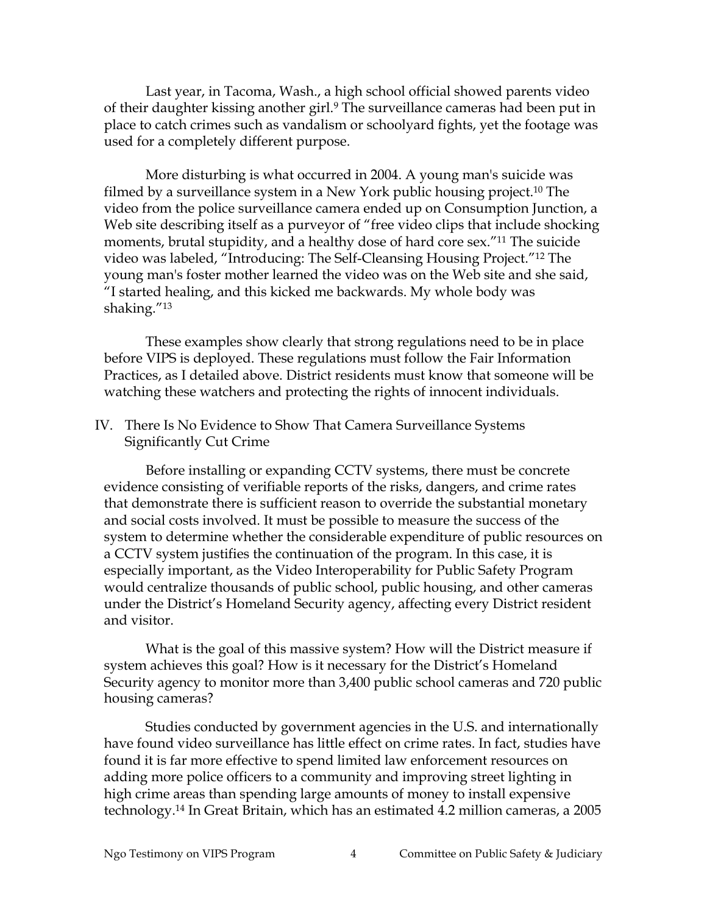Last year, in Tacoma, Wash., a high school official showed parents video of their daughter kissing another girl.[9] The surveillance cameras had been put in place to catch crimes such as vandalism or schoolyard fights, yet the footage was used for a completely different purpose.

More disturbing is what occurred in 2004. A young man's suicide was filmed by a surveillance system in a New York public housing project.[10] The video from the police surveillance camera ended up on Consumption Junction, a Web site describing itself as a purveyor of "free video clips that include shocking moments, brutal stupidity, and a healthy dose of hard core sex."[11] The suicide video was labeled, "Introducing: The Self-Cleansing Housing Project."[12] The young man's foster mother learned the video was on the Web site and she said, "I started healing, and this kicked me backwards. My whole body was shaking."[13]

These examples show clearly that strong regulations need to be in place before VIPS is deployed. These regulations must follow the Fair Information Practices, as I detailed above. District residents must know that someone will be watching these watchers and protecting the rights of innocent individuals.

## IV. There Is No Evidence to Show That Camera Surveillance Systems Significantly Cut Crime

Before installing or expanding CCTV systems, there must be concrete evidence consisting of verifiable reports of the risks, dangers, and crime rates that demonstrate there is sufficient reason to override the substantial monetary and social costs involved. It must be possible to measure the success of the system to determine whether the considerable expenditure of public resources on a CCTV system justifies the continuation of the program. In this case, it is especially important, as the Video Interoperability for Public Safety Program would centralize thousands of public school, public housing, and other cameras under the District's Homeland Security agency, affecting every District resident and visitor.

What is the goal of this massive system? How will the District measure if system achieves this goal? How is it necessary for the District's Homeland Security agency to monitor more than 3,400 public school cameras and 720 public housing cameras?

Studies conducted by government agencies in the U.S. and internationally have found video surveillance has little effect on crime rates. In fact, studies have found it is far more effective to spend limited law enforcement resources on adding more police officers to a community and improving street lighting in high crime areas than spending large amounts of money to install expensive technology.[14] In Great Britain, which has an estimated 4.2 million cameras, a 2005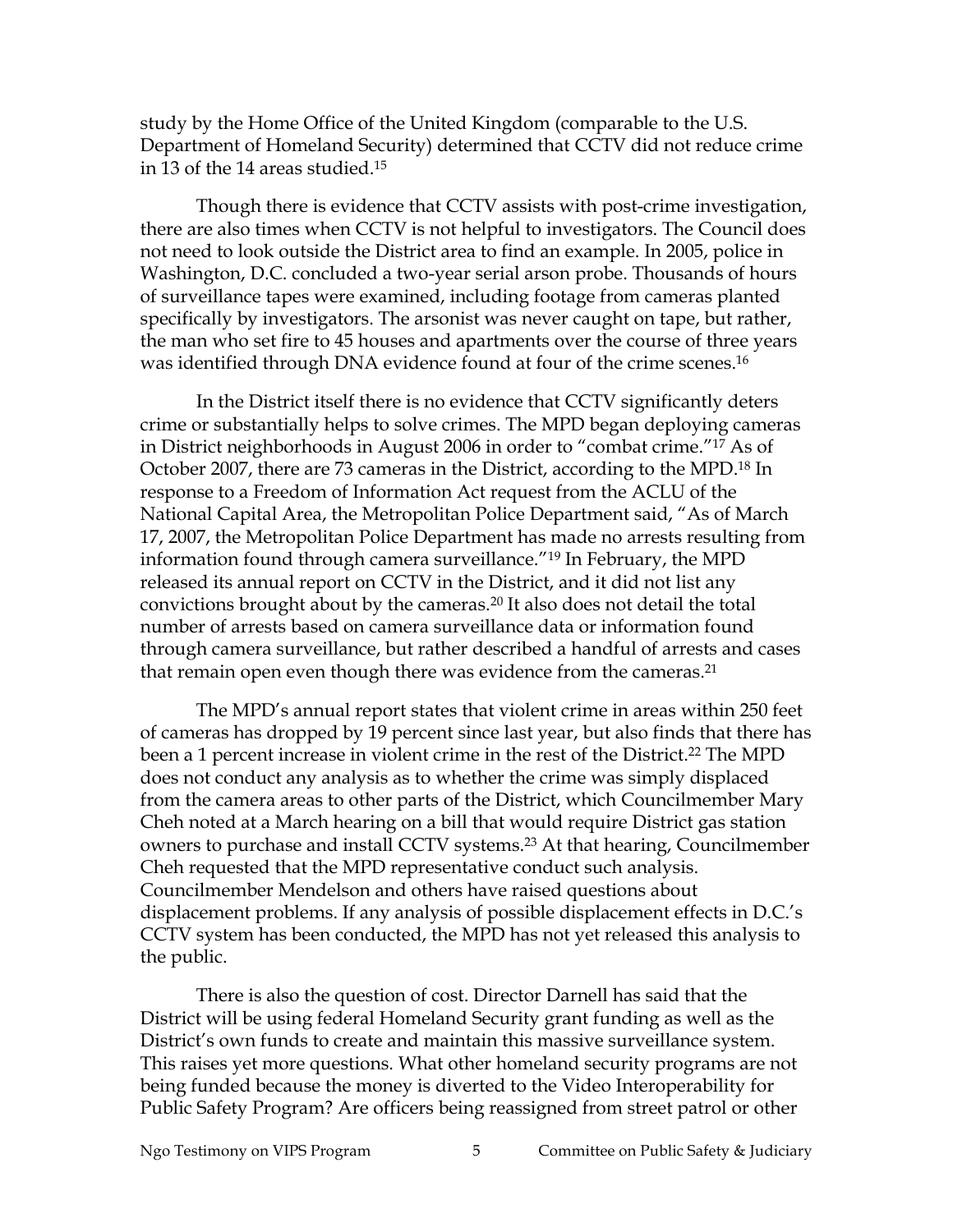study by the Home Office of the United Kingdom (comparable to the U.S. Department of Homeland Security) determined that CCTV did not reduce crime in 13 of the 14 areas studied.[15]

Though there is evidence that CCTV assists with post-crime investigation, there are also times when CCTV is not helpful to investigators. The Council does not need to look outside the District area to find an example. In 2005, police in Washington, D.C. concluded a two-year serial arson probe. Thousands of hours of surveillance tapes were examined, including footage from cameras planted specifically by investigators. The arsonist was never caught on tape, but rather, the man who set fire to 45 houses and apartments over the course of three years was identified through DNA evidence found at four of the crime scenes.[16]

In the District itself there is no evidence that CCTV significantly deters crime or substantially helps to solve crimes. The MPD began deploying cameras in District neighborhoods in August 2006 in order to "combat crime."[17] As of October 2007, there are 73 cameras in the District, according to the MPD.[18] In response to a Freedom of Information Act request from the ACLU of the National Capital Area, the Metropolitan Police Department said, "As of March 17, 2007, the Metropolitan Police Department has made no arrests resulting from information found through camera surveillance."[19] In February, the MPD released its annual report on CCTV in the District, and it did not list any convictions brought about by the cameras.[20] It also does not detail the total number of arrests based on camera surveillance data or information found through camera surveillance, but rather described a handful of arrests and cases that remain open even though there was evidence from the cameras.[21]

The MPD's annual report states that violent crime in areas within 250 feet of cameras has dropped by 19 percent since last year, but also finds that there has been a 1 percent increase in violent crime in the rest of the District.[22] The MPD does not conduct any analysis as to whether the crime was simply displaced from the camera areas to other parts of the District, which Councilmember Mary Cheh noted at a March hearing on a bill that would require District gas station owners to purchase and install CCTV systems.[23] At that hearing, Councilmember Cheh requested that the MPD representative conduct such analysis. Councilmember Mendelson and others have raised questions about displacement problems. If any analysis of possible displacement effects in D.C.'s CCTV system has been conducted, the MPD has not yet released this analysis to the public.

There is also the question of cost. Director Darnell has said that the District will be using federal Homeland Security grant funding as well as the District's own funds to create and maintain this massive surveillance system. This raises yet more questions. What other homeland security programs are not being funded because the money is diverted to the Video Interoperability for Public Safety Program? Are officers being reassigned from street patrol or other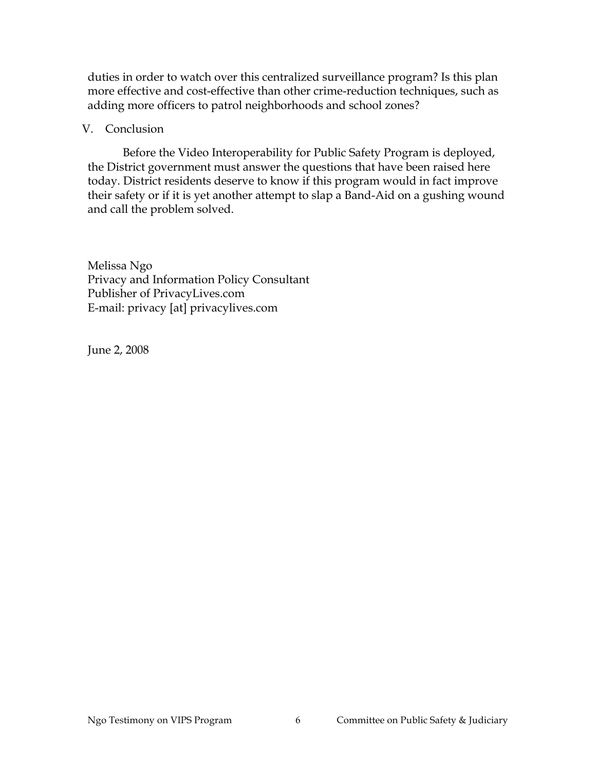duties in order to watch over this centralized surveillance program? Is this plan more effective and cost-effective than other crime-reduction techniques, such as adding more officers to patrol neighborhoods and school zones?

## V. Conclusion

Before the Video Interoperability for Public Safety Program is deployed, the District government must answer the questions that have been raised here today. District residents deserve to know if this program would in fact improve their safety or if it is yet another attempt to slap a Band-Aid on a gushing wound and call the problem solved.

Melissa Ngo
Privacy and Information Policy Consultant
Publisher of PrivacyLives.com
E-mail: privacy [at] privacylives.com

June 2, 2008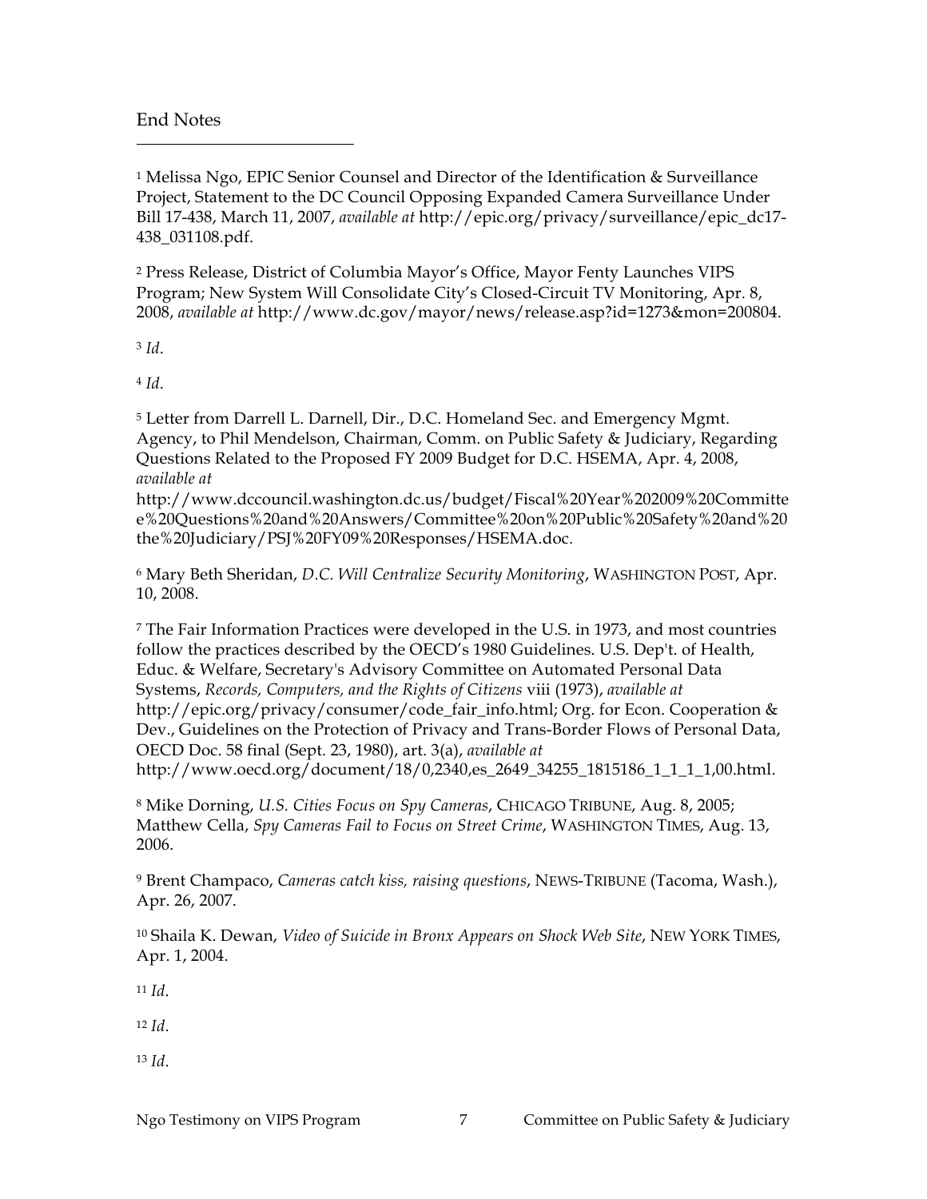End Notes

[1] Melissa Ngo, EPIC Senior Counsel and Director of the Identification & Surveillance Project, Statement to the DC Council Opposing Expanded Camera Surveillance Under Bill 17-438, March 11, 2007, *available at* http://epic.org/privacy/surveillance/epic_dc17-438_031108.pdf.

[2] Press Release, District of Columbia Mayor's Office, Mayor Fenty Launches VIPS Program; New System Will Consolidate City's Closed-Circuit TV Monitoring, Apr. 8, 2008, *available at* http://www.dc.gov/mayor/news/release.asp?id=1273&mon=200804.

[3] *Id*.

[4] *Id*.

[5] Letter from Darrell L. Darnell, Dir., D.C. Homeland Sec. and Emergency Mgmt. Agency, to Phil Mendelson, Chairman, Comm. on Public Safety & Judiciary, Regarding Questions Related to the Proposed FY 2009 Budget for D.C. HSEMA, Apr. 4, 2008, *available at* http://www.dccouncil.washington.dc.us/budget/Fiscal%20Year%202009%20Committee%20Questions%20and%20Answers/Committee%20on%20Public%20Safety%20and%20the%20Judiciary/PSJ%20FY09%20Responses/HSEMA.doc.

[6] Mary Beth Sheridan, *D.C. Will Centralize Security Monitoring*, WASHINGTON POST, Apr. 10, 2008.

[7] The Fair Information Practices were developed in the U.S. in 1973, and most countries follow the practices described by the OECD's 1980 Guidelines. U.S. Dep't. of Health, Educ. & Welfare, Secretary's Advisory Committee on Automated Personal Data Systems, *Records, Computers, and the Rights of Citizens* viii (1973), *available at* http://epic.org/privacy/consumer/code_fair_info.html; Org. for Econ. Cooperation & Dev., Guidelines on the Protection of Privacy and Trans-Border Flows of Personal Data, OECD Doc. 58 final (Sept. 23, 1980), art. 3(a), *available at* http://www.oecd.org/document/18/0,2340,es_2649_34255_1815186_1_1_1_1,00.html.

[8] Mike Dorning, *U.S. Cities Focus on Spy Cameras*, CHICAGO TRIBUNE, Aug. 8, 2005; Matthew Cella, *Spy Cameras Fail to Focus on Street Crime*, WASHINGTON TIMES, Aug. 13, 2006.

[9] Brent Champaco, *Cameras catch kiss, raising questions*, NEWS-TRIBUNE (Tacoma, Wash.), Apr. 26, 2007.

[10] Shaila K. Dewan, *Video of Suicide in Bronx Appears on Shock Web Site*, NEW YORK TIMES, Apr. 1, 2004.

[11] *Id*.

[12] *Id*.

[13] *Id*.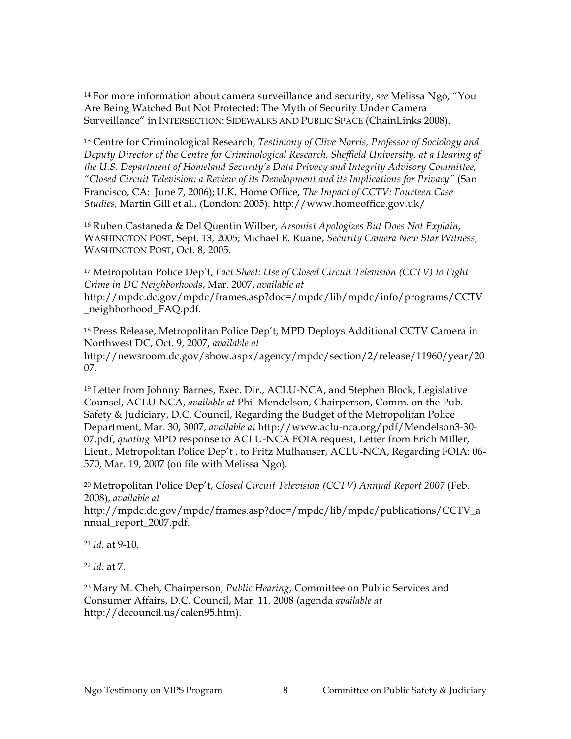[14] For more information about camera surveillance and security, *see* Melissa Ngo, "You Are Being Watched But Not Protected: The Myth of Security Under Camera Surveillance" in INTERSECTION: SIDEWALKS AND PUBLIC SPACE (ChainLinks 2008).

[15] Centre for Criminological Research, *Testimony of Clive Norris, Professor of Sociology and Deputy Director of the Centre for Criminological Research, Sheffield University, at a Hearing of the U.S. Department of Homeland Security's Data Privacy and Integrity Advisory Committee, "Closed Circuit Television: a Review of its Development and its Implications for Privacy"* (San Francisco, CA: June 7, 2006); U.K. Home Office, *The Impact of CCTV: Fourteen Case Studies,* Martin Gill et al., (London: 2005). http://www.homeoffice.gov.uk/

[16] Ruben Castaneda & Del Quentin Wilber, *Arsonist Apologizes But Does Not Explain*, WASHINGTON POST, Sept. 13, 2005; Michael E. Ruane, *Security Camera New Star Witness*, WASHINGTON POST, Oct. 8, 2005.

[17] Metropolitan Police Dep't, *Fact Sheet: Use of Closed Circuit Television (CCTV) to Fight Crime in DC Neighborhoods*, Mar. 2007, *available at* http://mpdc.dc.gov/mpdc/frames.asp?doc=/mpdc/lib/mpdc/info/programs/CCTV_neighborhood_FAQ.pdf.

[18] Press Release, Metropolitan Police Dep't, MPD Deploys Additional CCTV Camera in Northwest DC, Oct. 9, 2007, *available at* http://newsroom.dc.gov/show.aspx/agency/mpdc/section/2/release/11960/year/2007.

[19] Letter from Johnny Barnes, Exec. Dir., ACLU-NCA, and Stephen Block, Legislative Counsel, ACLU-NCA, *available at* Phil Mendelson, Chairperson, Comm. on the Pub. Safety & Judiciary, D.C. Council, Regarding the Budget of the Metropolitan Police Department, Mar. 30, 3007, *available at* http://www.aclu-nca.org/pdf/Mendelson3-30-07.pdf, *quoting* MPD response to ACLU-NCA FOIA request, Letter from Erich Miller, Lieut., Metropolitan Police Dep't , to Fritz Mulhauser, ACLU-NCA, Regarding FOIA: 06-570, Mar. 19, 2007 (on file with Melissa Ngo).

[20] Metropolitan Police Dep't, *Closed Circuit Television (CCTV) Annual Report 2007* (Feb. 2008), *available at* http://mpdc.dc.gov/mpdc/frames.asp?doc=/mpdc/lib/mpdc/publications/CCTV_annual_report_2007.pdf.

[21] *Id*. at 9-10.

[22] *Id*. at 7.

[23] Mary M. Cheh, Chairperson, *Public Hearing*, Committee on Public Services and Consumer Affairs, D.C. Council, Mar. 11. 2008 (agenda *available at* http://dccouncil.us/calen95.htm).